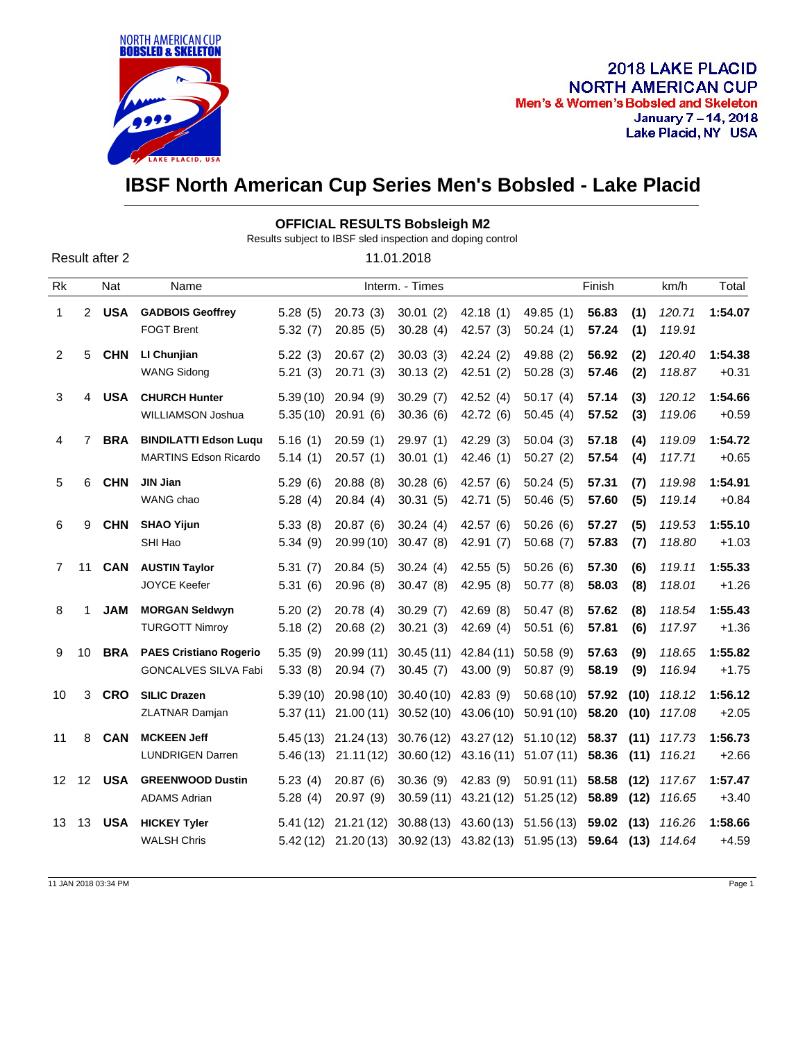NORTH AMERICAN CUP BOBSLED & SKELETON

**2018 LAKE PLACID NORTH AMERICAN CUP**
**Men's & Women's Bobsled and Skeleton**
**January 7 – 14, 2018**
**Lake Placid, NY USA**

# IBSF North American Cup Series Men's Bobsled - Lake Placid

## OFFICIAL RESULTS Bobsleigh M2

Results subject to IBSF sled inspection and doping control

Result after 2 — 11.01.2018

| Rk | | Nat | Name | Interm. - Times | | | | | Finish | | km/h | Total |
|---|---|---|---|---|---|---|---|---|---|---|---|---|
| 1 | 2 | **USA** | **GADBOIS Geoffrey** | 5.28 (5) | 20.73 (3) | 30.01 (2) | 42.18 (1) | 49.85 (1) | **56.83** | **(1)** | *120.71* | **1:54.07** |
| | | | FOGT Brent | 5.32 (7) | 20.85 (5) | 30.28 (4) | 42.57 (3) | 50.24 (1) | **57.24** | **(1)** | *119.91* | |
| 2 | 5 | **CHN** | **LI Chunjian** | 5.22 (3) | 20.67 (2) | 30.03 (3) | 42.24 (2) | 49.88 (2) | **56.92** | **(2)** | *120.40* | **1:54.38** |
| | | | WANG Sidong | 5.21 (3) | 20.71 (3) | 30.13 (2) | 42.51 (2) | 50.28 (3) | **57.46** | **(2)** | *118.87* | +0.31 |
| 3 | 4 | **USA** | **CHURCH Hunter** | 5.39 (10) | 20.94 (9) | 30.29 (7) | 42.52 (4) | 50.17 (4) | **57.14** | **(3)** | *120.12* | **1:54.66** |
| | | | WILLIAMSON Joshua | 5.35 (10) | 20.91 (6) | 30.36 (6) | 42.72 (6) | 50.45 (4) | **57.52** | **(3)** | *119.06* | +0.59 |
| 4 | 7 | **BRA** | **BINDILATTI Edson Luqu** | 5.16 (1) | 20.59 (1) | 29.97 (1) | 42.29 (3) | 50.04 (3) | **57.18** | **(4)** | *119.09* | **1:54.72** |
| | | | MARTINS Edson Ricardo | 5.14 (1) | 20.57 (1) | 30.01 (1) | 42.46 (1) | 50.27 (2) | **57.54** | **(4)** | *117.71* | +0.65 |
| 5 | 6 | **CHN** | **JIN Jian** | 5.29 (6) | 20.88 (8) | 30.28 (6) | 42.57 (6) | 50.24 (5) | **57.31** | **(7)** | *119.98* | **1:54.91** |
| | | | WANG chao | 5.28 (4) | 20.84 (4) | 30.31 (5) | 42.71 (5) | 50.46 (5) | **57.60** | **(5)** | *119.14* | +0.84 |
| 6 | 9 | **CHN** | **SHAO Yijun** | 5.33 (8) | 20.87 (6) | 30.24 (4) | 42.57 (6) | 50.26 (6) | **57.27** | **(5)** | *119.53* | **1:55.10** |
| | | | SHI Hao | 5.34 (9) | 20.99 (10) | 30.47 (8) | 42.91 (7) | 50.68 (7) | **57.83** | **(7)** | *118.80* | +1.03 |
| 7 | 11 | **CAN** | **AUSTIN Taylor** | 5.31 (7) | 20.84 (5) | 30.24 (4) | 42.55 (5) | 50.26 (6) | **57.30** | **(6)** | *119.11* | **1:55.33** |
| | | | JOYCE Keefer | 5.31 (6) | 20.96 (8) | 30.47 (8) | 42.95 (8) | 50.77 (8) | **58.03** | **(8)** | *118.01* | +1.26 |
| 8 | 1 | **JAM** | **MORGAN Seldwyn** | 5.20 (2) | 20.78 (4) | 30.29 (7) | 42.69 (8) | 50.47 (8) | **57.62** | **(8)** | *118.54* | **1:55.43** |
| | | | TURGOTT Nimroy | 5.18 (2) | 20.68 (2) | 30.21 (3) | 42.69 (4) | 50.51 (6) | **57.81** | **(6)** | *117.97* | +1.36 |
| 9 | 10 | **BRA** | **PAES Cristiano Rogerio** | 5.35 (9) | 20.99 (11) | 30.45 (11) | 42.84 (11) | 50.58 (9) | **57.63** | **(9)** | *118.65* | **1:55.82** |
| | | | GONCALVES SILVA Fabi | 5.33 (8) | 20.94 (7) | 30.45 (7) | 43.00 (9) | 50.87 (9) | **58.19** | **(9)** | *116.94* | +1.75 |
| 10 | 3 | **CRO** | **SILIC Drazen** | 5.39 (10) | 20.98 (10) | 30.40 (10) | 42.83 (9) | 50.68 (10) | **57.92** | **(10)** | *118.12* | **1:56.12** |
| | | | ZLATNAR Damjan | 5.37 (11) | 21.00 (11) | 30.52 (10) | 43.06 (10) | 50.91 (10) | **58.20** | **(10)** | *117.08* | +2.05 |
| 11 | 8 | **CAN** | **MCKEEN Jeff** | 5.45 (13) | 21.24 (13) | 30.76 (12) | 43.27 (12) | 51.10 (12) | **58.37** | **(11)** | *117.73* | **1:56.73** |
| | | | LUNDRIGEN Darren | 5.46 (13) | 21.11 (12) | 30.60 (12) | 43.16 (11) | 51.07 (11) | **58.36** | **(11)** | *116.21* | +2.66 |
| 12 | 12 | **USA** | **GREENWOOD Dustin** | 5.23 (4) | 20.87 (6) | 30.36 (9) | 42.83 (9) | 50.91 (11) | **58.58** | **(12)** | *117.67* | **1:57.47** |
| | | | ADAMS Adrian | 5.28 (4) | 20.97 (9) | 30.59 (11) | 43.21 (12) | 51.25 (12) | **58.89** | **(12)** | *116.65* | +3.40 |
| 13 | 13 | **USA** | **HICKEY Tyler** | 5.41 (12) | 21.21 (12) | 30.88 (13) | 43.60 (13) | 51.56 (13) | **59.02** | **(13)** | *116.26* | **1:58.66** |
| | | | WALSH Chris | 5.42 (12) | 21.20 (13) | 30.92 (13) | 43.82 (13) | 51.95 (13) | **59.64** | **(13)** | *114.64* | +4.59 |

11 JAN 2018 03:34 PM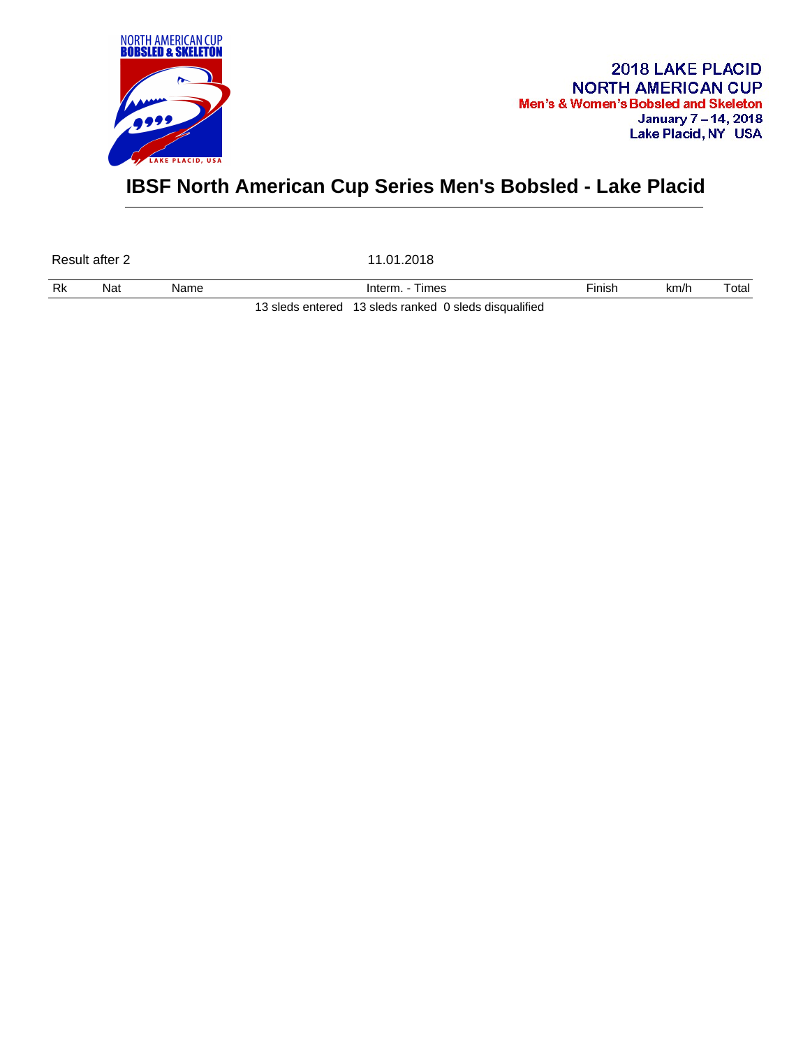# IBSF North American Cup Series Men's Bobsled - Lake Placid

2018 LAKE PLACID
NORTH AMERICAN CUP
Men's & Women's Bobsled and Skeleton
January 7 – 14, 2018
Lake Placid, NY USA

Result after 2 — 11.01.2018

| Rk | Nat | Name | Interm. - Times | Finish | km/h | Total |
|---|---|---|---|---|---|---|

13 sleds entered 13 sleds ranked 0 sleds disqualified